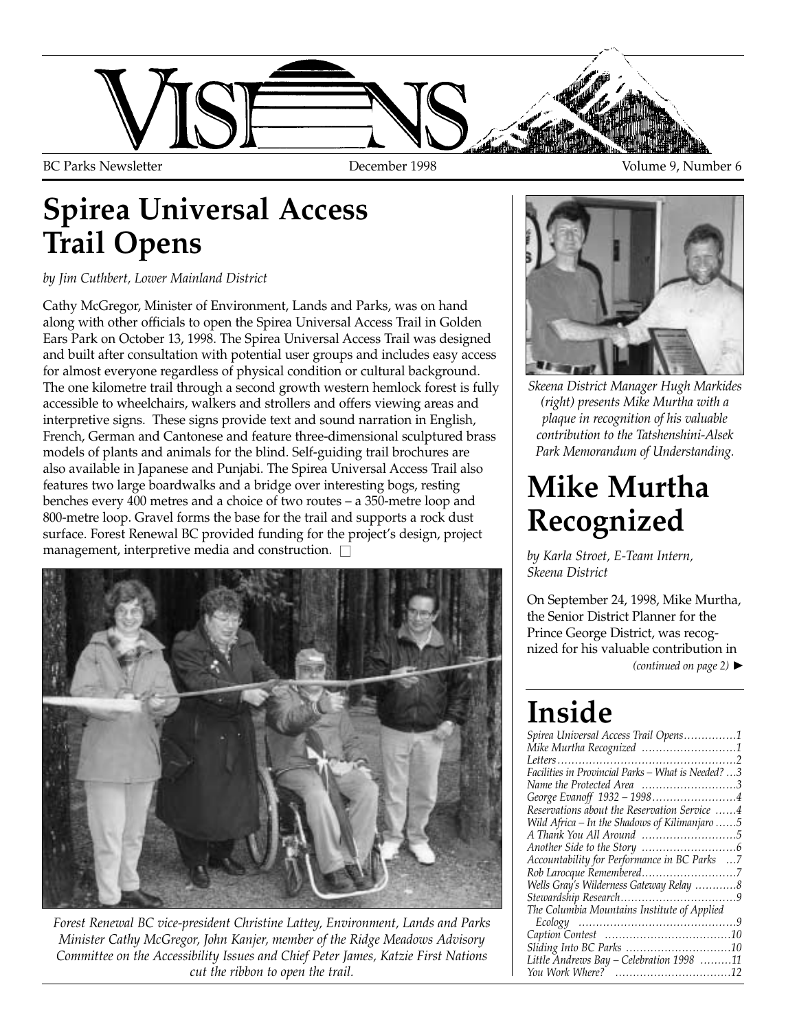# VISIONS

BC Parks Newsletter December 1998 Volume 9, Number 6

# Spirea Universal Access Trail Opens

*by Jim Cuthbert, Lower Mainland District*

Cathy McGregor, Minister of Environment, Lands and Parks, was on hand along with other officials to open the Spirea Universal Access Trail in Golden Ears Park on October 13, 1998. The Spirea Universal Access Trail was designed and built after consultation with potential user groups and includes easy access for almost everyone regardless of physical condition or cultural background. The one kilometre trail through a second growth western hemlock forest is fully accessible to wheelchairs, walkers and strollers and offers viewing areas and interpretive signs. These signs provide text and sound narration in English, French, German and Cantonese and feature three-dimensional sculptured brass models of plants and animals for the blind. Self-guiding trail brochures are also available in Japanese and Punjabi. The Spirea Universal Access Trail also features two large boardwalks and a bridge over interesting bogs, resting benches every 400 metres and a choice of two routes – a 350-metre loop and 800-metre loop. Gravel forms the base for the trail and supports a rock dust surface. Forest Renewal BC provided funding for the project's design, project management, interpretive media and construction. □

*Forest Renewal BC vice-president Christine Lattey, Environment, Lands and Parks Minister Cathy McGregor, John Kanjer, member of the Ridge Meadows Advisory Committee on the Accessibility Issues and Chief Peter James, Katzie First Nations cut the ribbon to open the trail.*

*Skeena District Manager Hugh Markides (right) presents Mike Murtha with a plaque in recognition of his valuable contribution to the Tatshenshini-Alsek Park Memorandum of Understanding.*

# Mike Murtha Recognized

*by Karla Stroet, E-Team Intern, Skeena District*

On September 24, 1998, Mike Murtha, the Senior District Planner for the Prince George District, was recognized for his valuable contribution in

*(continued on page 2)* ►

# Inside

- *Spirea Universal Access Trail Opens* ...............1
- *Mike Murtha Recognized* ...............1
- *Letters* ...............2
- *Facilities in Provincial Parks – What is Needed?* ...3
- *Name the Protected Area* ...............3
- *George Evanoff 1932 – 1998* ...............4
- *Reservations about the Reservation Service* ......4
- *Wild Africa – In the Shadows of Kilimanjaro* ......5
- *A Thank You All Around* ...............5
- *Another Side to the Story* ...............6
- *Accountability for Performance in BC Parks* ...7
- *Rob Larocque Remembered* ...............7
- *Wells Gray's Wilderness Gateway Relay* ............8
- *Stewardship Research* ...............9
- *The Columbia Mountains Institute of Applied Ecology* ...............9
- *Caption Contest* ...............10
- *Sliding Into BC Parks* ...............10
- *Little Andrews Bay – Celebration 1998* .........11
- *You Work Where?* ...............12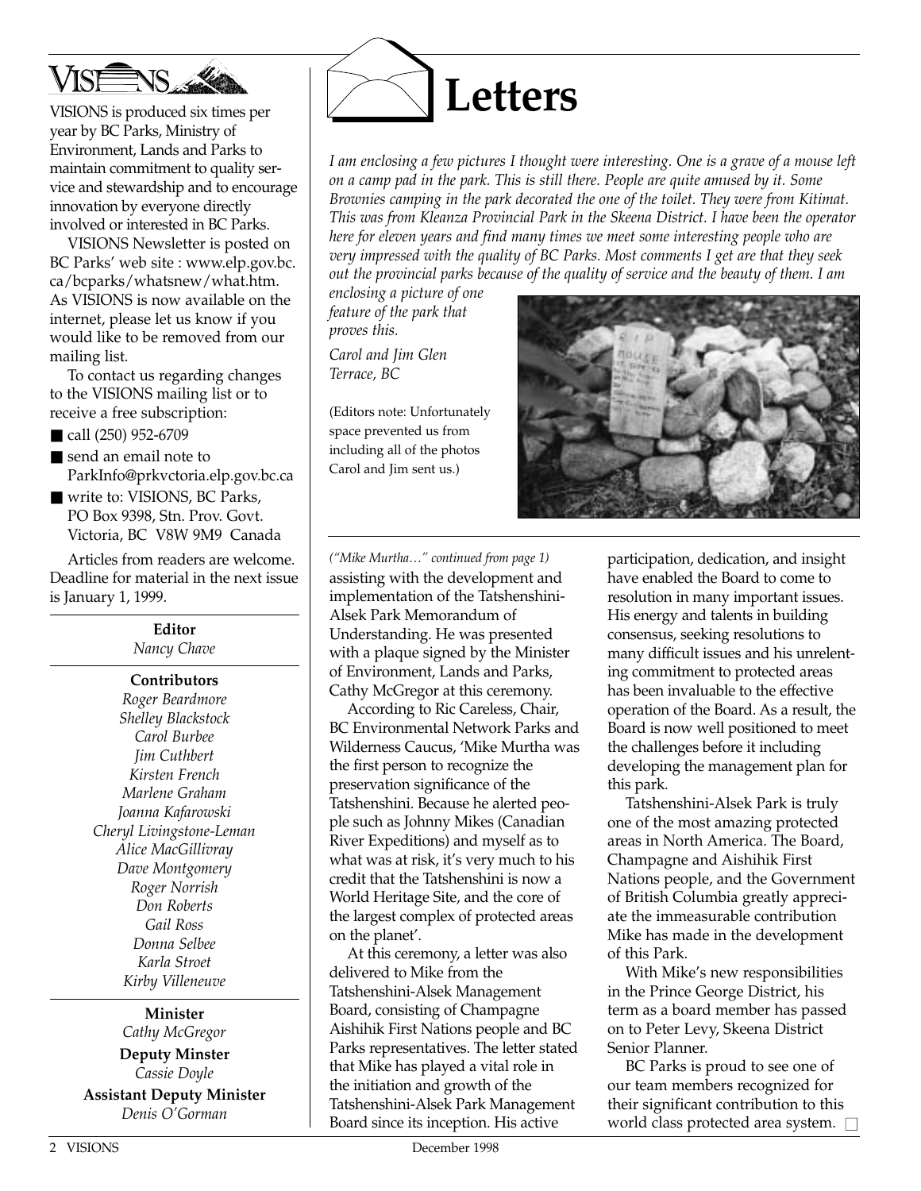VISIONS is produced six times per year by BC Parks, Ministry of Environment, Lands and Parks to maintain commitment to quality service and stewardship and to encourage innovation by everyone directly involved or interested in BC Parks.

VISIONS Newsletter is posted on BC Parks' web site : www.elp.gov.bc.ca/bcparks/whatsnew/what.htm. As VISIONS is now available on the internet, please let us know if you would like to be removed from our mailing list.

To contact us regarding changes to the VISIONS mailing list or to receive a free subscription:

- call (250) 952-6709
- send an email note to ParkInfo@prkvctoria.elp.gov.bc.ca
- write to: VISIONS, BC Parks, PO Box 9398, Stn. Prov. Govt. Victoria, BC V8W 9M9 Canada

Articles from readers are welcome. Deadline for material in the next issue is January 1, 1999.

**Editor**
*Nancy Chave*

**Contributors**
*Roger Beardmore*
*Shelley Blackstock*
*Carol Burbee*
*Jim Cuthbert*
*Kirsten French*
*Marlene Graham*
*Joanna Kafarowski*
*Cheryl Livingstone-Leman*
*Alice MacGillivray*
*Dave Montgomery*
*Roger Norrish*
*Don Roberts*
*Gail Ross*
*Donna Selbee*
*Karla Stroet*
*Kirby Villeneuve*

**Minister**
*Cathy McGregor*

**Deputy Minster**
*Cassie Doyle*

**Assistant Deputy Minister**
*Denis O'Gorman*

# Letters

*I am enclosing a few pictures I thought were interesting. One is a grave of a mouse left on a camp pad in the park. This is still there. People are quite amused by it. Some Brownies camping in the park decorated the one of the toilet. They were from Kitimat. This was from Kleanza Provincial Park in the Skeena District. I have been the operator here for eleven years and find many times we meet some interesting people who are very impressed with the quality of BC Parks. Most comments I get are that they seek out the provincial parks because of the quality of service and the beauty of them. I am enclosing a picture of one feature of the park that proves this.*

*Carol and Jim Glen*
*Terrace, BC*

(Editors note: Unfortunately space prevented us from including all of the photos Carol and Jim sent us.)

*("Mike Murtha…" continued from page 1)*

assisting with the development and implementation of the Tatshenshini-Alsek Park Memorandum of Understanding. He was presented with a plaque signed by the Minister of Environment, Lands and Parks, Cathy McGregor at this ceremony.

According to Ric Careless, Chair, BC Environmental Network Parks and Wilderness Caucus, 'Mike Murtha was the first person to recognize the preservation significance of the Tatshenshini. Because he alerted people such as Johnny Mikes (Canadian River Expeditions) and myself as to what was at risk, it's very much to his credit that the Tatshenshini is now a World Heritage Site, and the core of the largest complex of protected areas on the planet'.

At this ceremony, a letter was also delivered to Mike from the Tatshenshini-Alsek Management Board, consisting of Champagne Aishihik First Nations people and BC Parks representatives. The letter stated that Mike has played a vital role in the initiation and growth of the Tatshenshini-Alsek Park Management Board since its inception. His active participation, dedication, and insight have enabled the Board to come to resolution in many important issues. His energy and talents in building consensus, seeking resolutions to many difficult issues and his unrelenting commitment to protected areas has been invaluable to the effective operation of the Board. As a result, the Board is now well positioned to meet the challenges before it including developing the management plan for this park.

Tatshenshini-Alsek Park is truly one of the most amazing protected areas in North America. The Board, Champagne and Aishihik First Nations people, and the Government of British Columbia greatly appreciate the immeasurable contribution Mike has made in the development of this Park.

With Mike's new responsibilities in the Prince George District, his term as a board member has passed on to Peter Levy, Skeena District Senior Planner.

BC Parks is proud to see one of our team members recognized for their significant contribution to this world class protected area system. □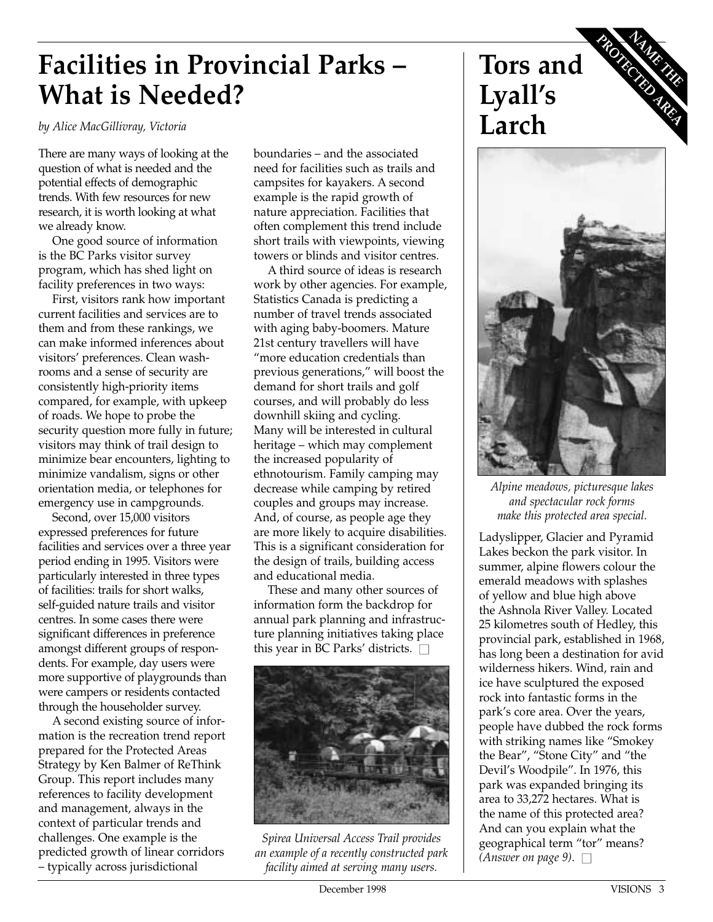# Facilities in Provincial Parks – What is Needed?

*by Alice MacGillivray, Victoria*

There are many ways of looking at the question of what is needed and the potential effects of demographic trends. With few resources for new research, it is worth looking at what we already know.

One good source of information is the BC Parks visitor survey program, which has shed light on facility preferences in two ways:

First, visitors rank how important current facilities and services are to them and from these rankings, we can make informed inferences about visitors' preferences. Clean washrooms and a sense of security are consistently high-priority items compared, for example, with upkeep of roads. We hope to probe the security question more fully in future; visitors may think of trail design to minimize bear encounters, lighting to minimize vandalism, signs or other orientation media, or telephones for emergency use in campgrounds.

Second, over 15,000 visitors expressed preferences for future facilities and services over a three year period ending in 1995. Visitors were particularly interested in three types of facilities: trails for short walks, self-guided nature trails and visitor centres. In some cases there were significant differences in preference amongst different groups of respondents. For example, day users were more supportive of playgrounds than were campers or residents contacted through the householder survey.

A second existing source of information is the recreation trend report prepared for the Protected Areas Strategy by Ken Balmer of ReThink Group. This report includes many references to facility development and management, always in the context of particular trends and challenges. One example is the predicted growth of linear corridors – typically across jurisdictional boundaries – and the associated need for facilities such as trails and campsites for kayakers. A second example is the rapid growth of nature appreciation. Facilities that often complement this trend include short trails with viewpoints, viewing towers or blinds and visitor centres.

A third source of ideas is research work by other agencies. For example, Statistics Canada is predicting a number of travel trends associated with aging baby-boomers. Mature 21st century travellers will have "more education credentials than previous generations," will boost the demand for short trails and golf courses, and will probably do less downhill skiing and cycling. Many will be interested in cultural heritage – which may complement the increased popularity of ethnotourism. Family camping may decrease while camping by retired couples and groups may increase. And, of course, as people age they are more likely to acquire disabilities. This is a significant consideration for the design of trails, building access and educational media.

These and many other sources of information form the backdrop for annual park planning and infrastructure planning initiatives taking place this year in BC Parks' districts. □

*Spirea Universal Access Trail provides an example of a recently constructed park facility aimed at serving many users.*

# Tors and Lyall's Larch

**NAME THE PROTECTED AREA**

*Alpine meadows, picturesque lakes and spectacular rock forms make this protected area special.*

Ladyslipper, Glacier and Pyramid Lakes beckon the park visitor. In summer, alpine flowers colour the emerald meadows with splashes of yellow and blue high above the Ashnola River Valley. Located 25 kilometres south of Hedley, this provincial park, established in 1968, has long been a destination for avid wilderness hikers. Wind, rain and ice have sculptured the exposed rock into fantastic forms in the park's core area. Over the years, people have dubbed the rock forms with striking names like "Smokey the Bear", "Stone City" and "the Devil's Woodpile". In 1976, this park was expanded bringing its area to 33,272 hectares. What is the name of this protected area? And can you explain what the geographical term "tor" means? *(Answer on page 9).* □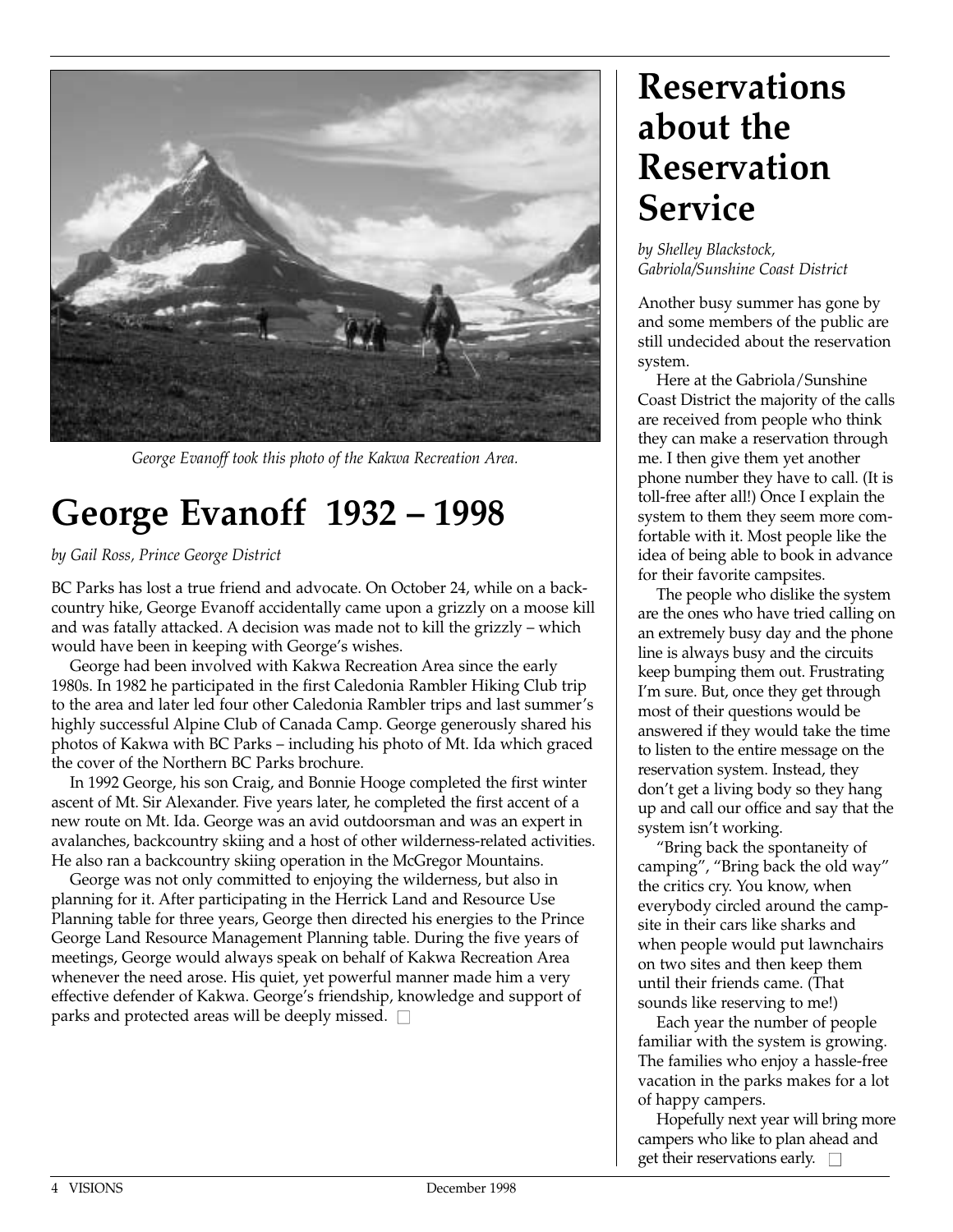George Evanoff took this photo of the Kakwa Recreation Area.

# George Evanoff 1932 – 1998

*by Gail Ross, Prince George District*

BC Parks has lost a true friend and advocate. On October 24, while on a backcountry hike, George Evanoff accidentally came upon a grizzly on a moose kill and was fatally attacked. A decision was made not to kill the grizzly – which would have been in keeping with George's wishes.

George had been involved with Kakwa Recreation Area since the early 1980s. In 1982 he participated in the first Caledonia Rambler Hiking Club trip to the area and later led four other Caledonia Rambler trips and last summer's highly successful Alpine Club of Canada Camp. George generously shared his photos of Kakwa with BC Parks – including his photo of Mt. Ida which graced the cover of the Northern BC Parks brochure.

In 1992 George, his son Craig, and Bonnie Hooge completed the first winter ascent of Mt. Sir Alexander. Five years later, he completed the first accent of a new route on Mt. Ida. George was an avid outdoorsman and was an expert in avalanches, backcountry skiing and a host of other wilderness-related activities. He also ran a backcountry skiing operation in the McGregor Mountains.

George was not only committed to enjoying the wilderness, but also in planning for it. After participating in the Herrick Land and Resource Use Planning table for three years, George then directed his energies to the Prince George Land Resource Management Planning table. During the five years of meetings, George would always speak on behalf of Kakwa Recreation Area whenever the need arose. His quiet, yet powerful manner made him a very effective defender of Kakwa. George's friendship, knowledge and support of parks and protected areas will be deeply missed. □

# Reservations about the Reservation Service

*by Shelley Blackstock, Gabriola/Sunshine Coast District*

Another busy summer has gone by and some members of the public are still undecided about the reservation system.

Here at the Gabriola/Sunshine Coast District the majority of the calls are received from people who think they can make a reservation through me. I then give them yet another phone number they have to call. (It is toll-free after all!) Once I explain the system to them they seem more comfortable with it. Most people like the idea of being able to book in advance for their favorite campsites.

The people who dislike the system are the ones who have tried calling on an extremely busy day and the phone line is always busy and the circuits keep bumping them out. Frustrating I'm sure. But, once they get through most of their questions would be answered if they would take the time to listen to the entire message on the reservation system. Instead, they don't get a living body so they hang up and call our office and say that the system isn't working.

"Bring back the spontaneity of camping", "Bring back the old way" the critics cry. You know, when everybody circled around the campsite in their cars like sharks and when people would put lawnchairs on two sites and then keep them until their friends came. (That sounds like reserving to me!)

Each year the number of people familiar with the system is growing. The families who enjoy a hassle-free vacation in the parks makes for a lot of happy campers.

Hopefully next year will bring more campers who like to plan ahead and get their reservations early. □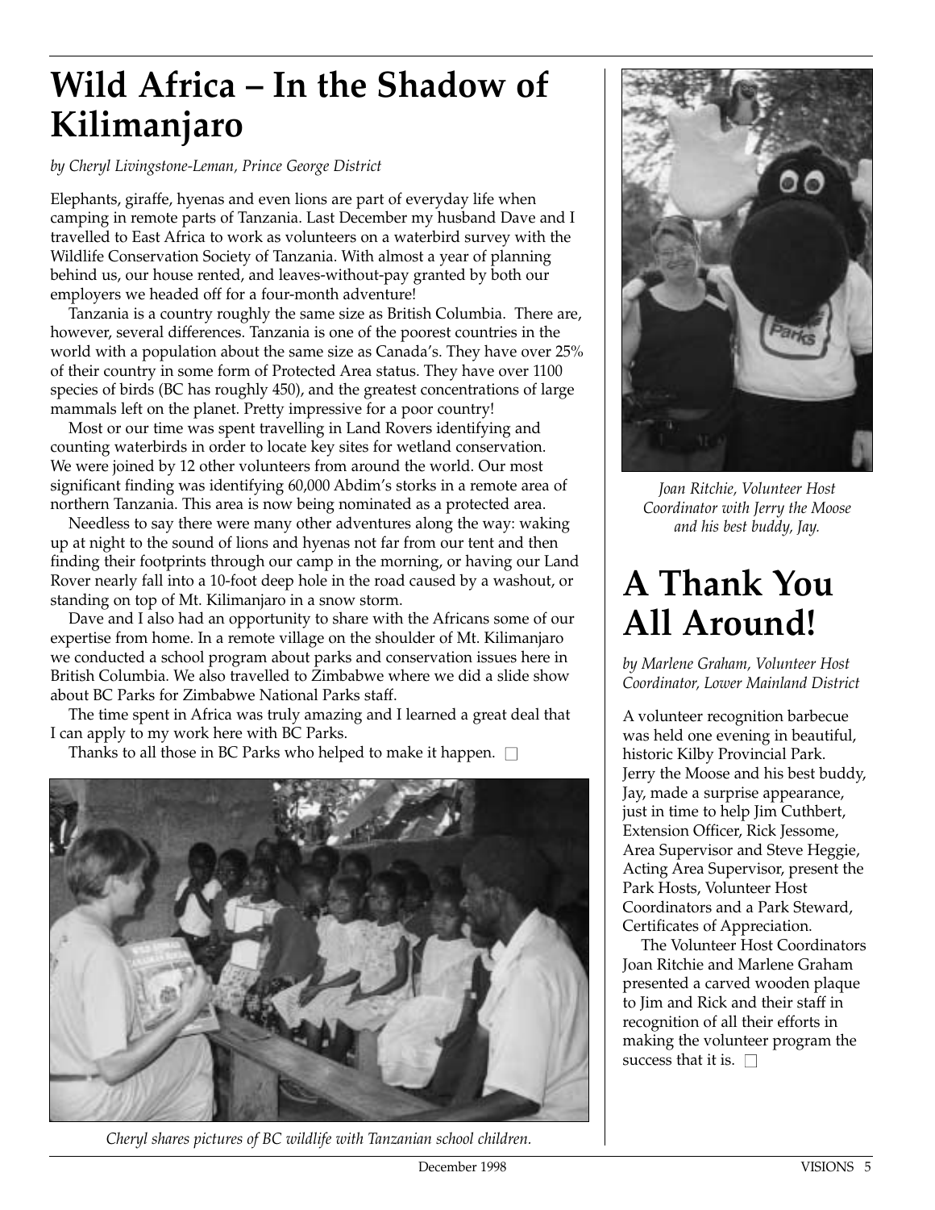# Wild Africa – In the Shadow of Kilimanjaro

*by Cheryl Livingstone-Leman, Prince George District*

Elephants, giraffe, hyenas and even lions are part of everyday life when camping in remote parts of Tanzania. Last December my husband Dave and I travelled to East Africa to work as volunteers on a waterbird survey with the Wildlife Conservation Society of Tanzania. With almost a year of planning behind us, our house rented, and leaves-without-pay granted by both our employers we headed off for a four-month adventure!

Tanzania is a country roughly the same size as British Columbia. There are, however, several differences. Tanzania is one of the poorest countries in the world with a population about the same size as Canada's. They have over 25% of their country in some form of Protected Area status. They have over 1100 species of birds (BC has roughly 450), and the greatest concentrations of large mammals left on the planet. Pretty impressive for a poor country!

Most or our time was spent travelling in Land Rovers identifying and counting waterbirds in order to locate key sites for wetland conservation. We were joined by 12 other volunteers from around the world. Our most significant finding was identifying 60,000 Abdim's storks in a remote area of northern Tanzania. This area is now being nominated as a protected area.

Needless to say there were many other adventures along the way: waking up at night to the sound of lions and hyenas not far from our tent and then finding their footprints through our camp in the morning, or having our Land Rover nearly fall into a 10-foot deep hole in the road caused by a washout, or standing on top of Mt. Kilimanjaro in a snow storm.

Dave and I also had an opportunity to share with the Africans some of our expertise from home. In a remote village on the shoulder of Mt. Kilimanjaro we conducted a school program about parks and conservation issues here in British Columbia. We also travelled to Zimbabwe where we did a slide show about BC Parks for Zimbabwe National Parks staff.

The time spent in Africa was truly amazing and I learned a great deal that I can apply to my work here with BC Parks.

Thanks to all those in BC Parks who helped to make it happen. □

*Cheryl shares pictures of BC wildlife with Tanzanian school children.*

*Joan Ritchie, Volunteer Host Coordinator with Jerry the Moose and his best buddy, Jay.*

# A Thank You All Around!

*by Marlene Graham, Volunteer Host Coordinator, Lower Mainland District*

A volunteer recognition barbecue was held one evening in beautiful, historic Kilby Provincial Park. Jerry the Moose and his best buddy, Jay, made a surprise appearance, just in time to help Jim Cuthbert, Extension Officer, Rick Jessome, Area Supervisor and Steve Heggie, Acting Area Supervisor, present the Park Hosts, Volunteer Host Coordinators and a Park Steward, Certificates of Appreciation.

The Volunteer Host Coordinators Joan Ritchie and Marlene Graham presented a carved wooden plaque to Jim and Rick and their staff in recognition of all their efforts in making the volunteer program the success that it is. □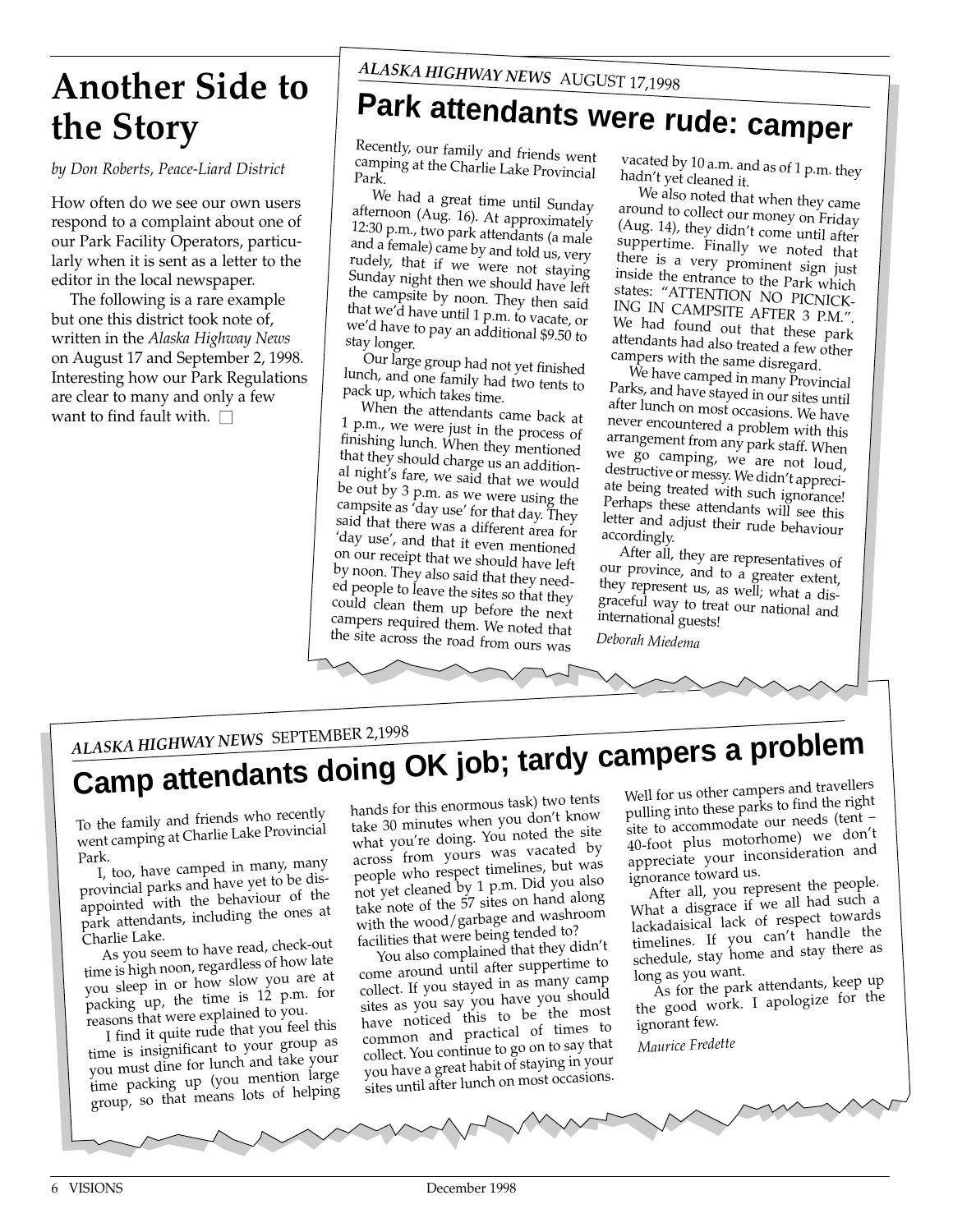# Another Side to the Story

*by Don Roberts, Peace-Liard District*

How often do we see our own users respond to a complaint about one of our Park Facility Operators, particularly when it is sent as a letter to the editor in the local newspaper.

The following is a rare example but one this district took note of, written in the *Alaska Highway News* on August 17 and September 2, 1998. Interesting how our Park Regulations are clear to many and only a few want to find fault with. □

***ALASKA HIGHWAY NEWS*** AUGUST 17,1998

## Park attendants were rude: camper

Recently, our family and friends went camping at the Charlie Lake Provincial Park.

We had a great time until Sunday afternoon (Aug. 16). At approximately 12:30 p.m., two park attendants (a male and a female) came by and told us, very rudely, that if we were not staying Sunday night then we should have left the campsite by noon. They then said that we'd have until 1 p.m. to vacate, or we'd have to pay an additional $9.50 to stay longer.

Our large group had not yet finished lunch, and one family had two tents to pack up, which takes time.

When the attendants came back at 1 p.m., we were just in the process of finishing lunch. When they mentioned that they should charge us an additional night's fare, we said that we would be out by 3 p.m. as we were using the campsite as 'day use' for that day. They said that there was a different area for 'day use', and that it even mentioned on our receipt that we should have left by noon. They also said that they needed people to leave the sites so that they could clean them up before the next campers required them. We noted that the site across the road from ours was vacated by 10 a.m. and as of 1 p.m. they hadn't yet cleaned it.

We also noted that when they came around to collect our money on Friday (Aug. 14), they didn't come until after suppertime. Finally we noted that there is a very prominent sign just inside the entrance to the Park which states: "ATTENTION NO PICNICKING IN CAMPSITE AFTER 3 P.M.". We had found out that these park attendants had also treated a few other campers with the same disregard.

We have camped in many Provincial Parks, and have stayed in our sites until after lunch on most occasions. We have never encountered a problem with this arrangement from any park staff. When we go camping, we are not loud, destructive or messy. We didn't appreciate being treated with such ignorance! Perhaps these attendants will see this letter and adjust their rude behaviour accordingly.

After all, they are representatives of our province, and to a greater extent, they represent us, as well; what a disgraceful way to treat our national and international guests!

*Deborah Miedema*

***ALASKA HIGHWAY NEWS*** SEPTEMBER 2,1998

## Camp attendants doing OK job; tardy campers a problem

To the family and friends who recently went camping at Charlie Lake Provincial Park.

I, too, have camped in many, many provincial parks and have yet to be disappointed with the behaviour of the park attendants, including the ones at Charlie Lake.

As you seem to have read, check-out time is high noon, regardless of how late you sleep in or how slow you are at packing up, the time is 12 p.m. for reasons that were explained to you.

I find it quite rude that you feel this time is insignificant to your group as you must dine for lunch and take your time packing up (you mention large group, so that means lots of helping hands for this enormous task) two tents take 30 minutes when you don't know what you're doing. You noted the site across from yours was vacated by people who respect timelines, but was not yet cleaned by 1 p.m. Did you also take note of the 57 sites on hand along with the wood/garbage and washroom facilities that were being tended to?

You also complained that they didn't come around until after suppertime to collect. If you stayed in as many camp sites as you say you have you should have noticed this to be the most common and practical of times to collect. You continue to go on to say that you have a great habit of staying in your sites until after lunch on most occasions. Well for us other campers and travellers pulling into these parks to find the right site to accommodate our needs (tent – 40-foot plus motorhome) we don't appreciate your inconsideration and ignorance toward us.

After all, you represent the people. What a disgrace if we all had such a lackadaisical lack of respect towards timelines. If you can't handle the schedule, stay home and stay there as long as you want.

As for the park attendants, keep up the good work. I apologize for the ignorant few.

*Maurice Fredette*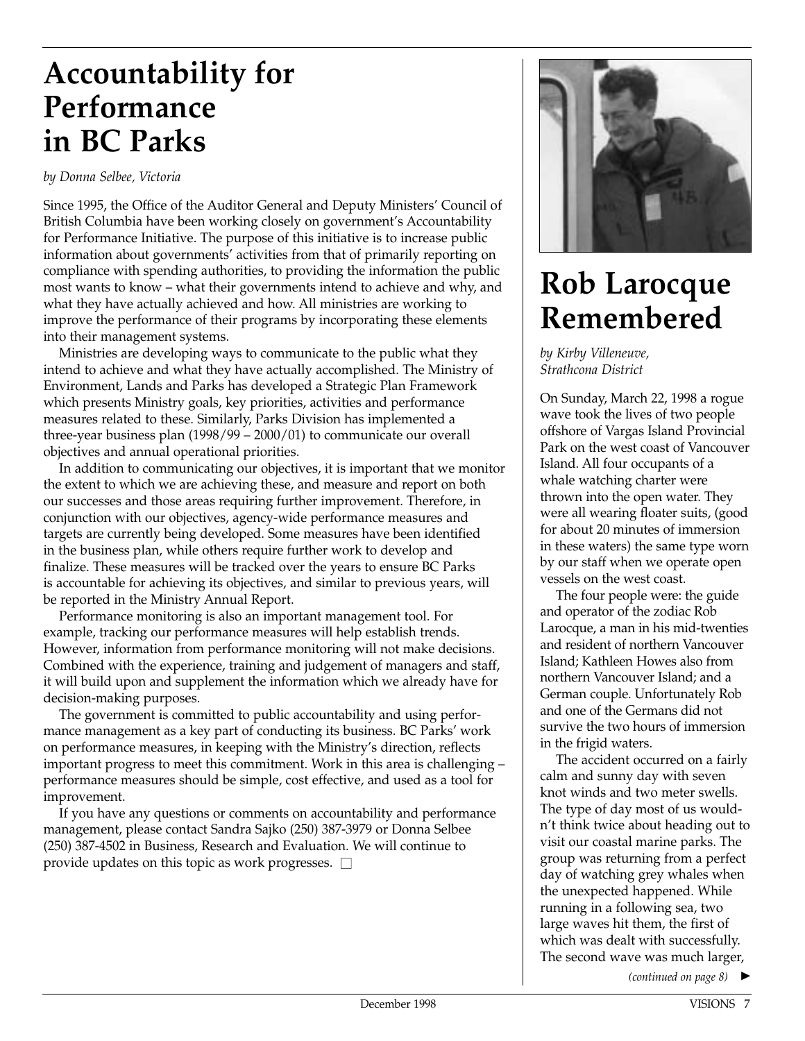# Accountability for Performance in BC Parks

*by Donna Selbee, Victoria*

Since 1995, the Office of the Auditor General and Deputy Ministers' Council of British Columbia have been working closely on government's Accountability for Performance Initiative. The purpose of this initiative is to increase public information about governments' activities from that of primarily reporting on compliance with spending authorities, to providing the information the public most wants to know – what their governments intend to achieve and why, and what they have actually achieved and how. All ministries are working to improve the performance of their programs by incorporating these elements into their management systems.

Ministries are developing ways to communicate to the public what they intend to achieve and what they have actually accomplished. The Ministry of Environment, Lands and Parks has developed a Strategic Plan Framework which presents Ministry goals, key priorities, activities and performance measures related to these. Similarly, Parks Division has implemented a three-year business plan (1998/99 – 2000/01) to communicate our overall objectives and annual operational priorities.

In addition to communicating our objectives, it is important that we monitor the extent to which we are achieving these, and measure and report on both our successes and those areas requiring further improvement. Therefore, in conjunction with our objectives, agency-wide performance measures and targets are currently being developed. Some measures have been identified in the business plan, while others require further work to develop and finalize. These measures will be tracked over the years to ensure BC Parks is accountable for achieving its objectives, and similar to previous years, will be reported in the Ministry Annual Report.

Performance monitoring is also an important management tool. For example, tracking our performance measures will help establish trends. However, information from performance monitoring will not make decisions. Combined with the experience, training and judgement of managers and staff, it will build upon and supplement the information which we already have for decision-making purposes.

The government is committed to public accountability and using performance management as a key part of conducting its business. BC Parks' work on performance measures, in keeping with the Ministry's direction, reflects important progress to meet this commitment. Work in this area is challenging – performance measures should be simple, cost effective, and used as a tool for improvement.

If you have any questions or comments on accountability and performance management, please contact Sandra Sajko (250) 387-3979 or Donna Selbee (250) 387-4502 in Business, Research and Evaluation. We will continue to provide updates on this topic as work progresses. □

# Rob Larocque Remembered

*by Kirby Villeneuve, Strathcona District*

On Sunday, March 22, 1998 a rogue wave took the lives of two people offshore of Vargas Island Provincial Park on the west coast of Vancouver Island. All four occupants of a whale watching charter were thrown into the open water. They were all wearing floater suits, (good for about 20 minutes of immersion in these waters) the same type worn by our staff when we operate open vessels on the west coast.

The four people were: the guide and operator of the zodiac Rob Larocque, a man in his mid-twenties and resident of northern Vancouver Island; Kathleen Howes also from northern Vancouver Island; and a German couple. Unfortunately Rob and one of the Germans did not survive the two hours of immersion in the frigid waters.

The accident occurred on a fairly calm and sunny day with seven knot winds and two meter swells. The type of day most of us wouldn't think twice about heading out to visit our coastal marine parks. The group was returning from a perfect day of watching grey whales when the unexpected happened. While running in a following sea, two large waves hit them, the first of which was dealt with successfully. The second wave was much larger,

*(continued on page 8)* ►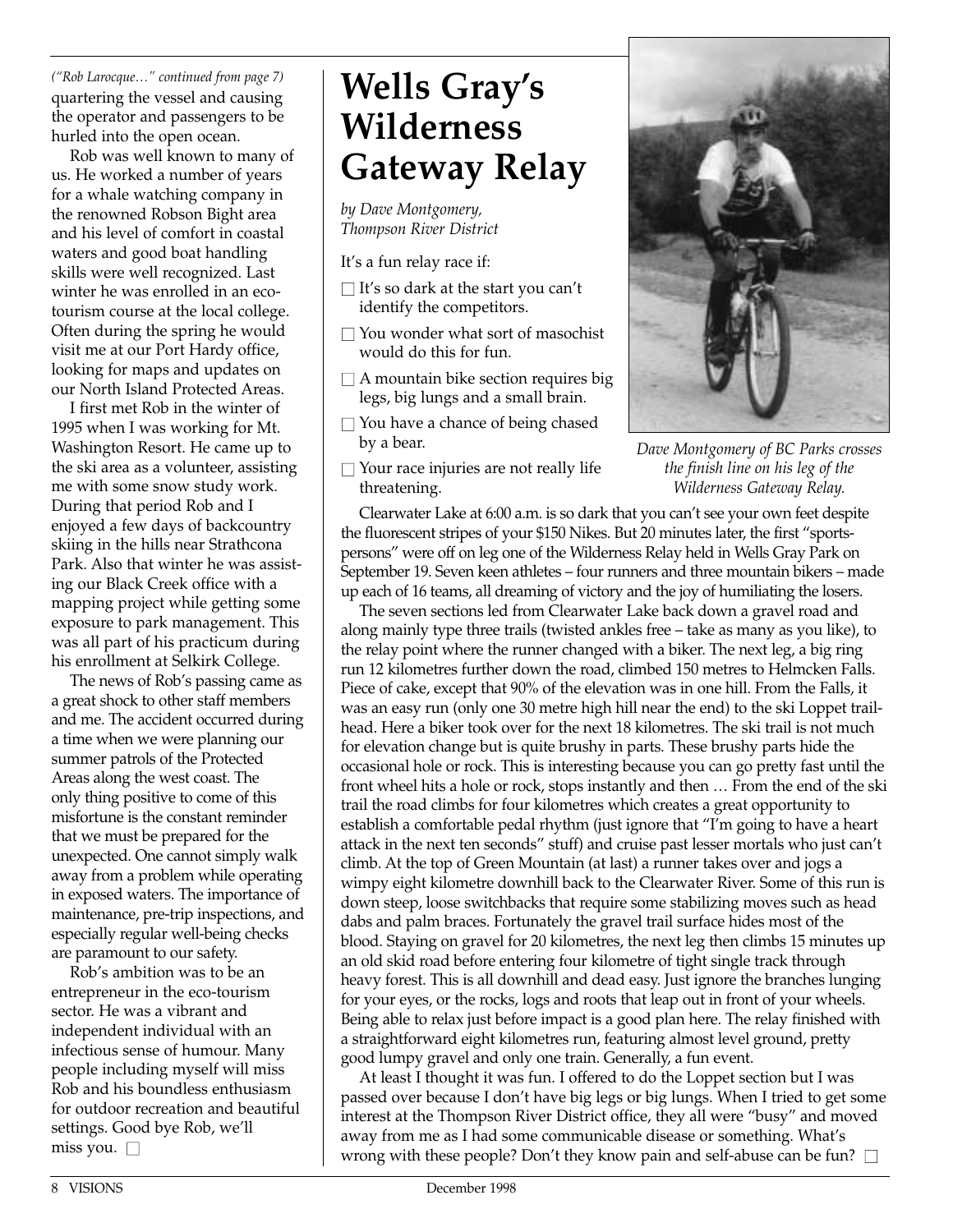*("Rob Larocque…" continued from page 7)*

quartering the vessel and causing the operator and passengers to be hurled into the open ocean.

Rob was well known to many of us. He worked a number of years for a whale watching company in the renowned Robson Bight area and his level of comfort in coastal waters and good boat handling skills were well recognized. Last winter he was enrolled in an eco-tourism course at the local college. Often during the spring he would visit me at our Port Hardy office, looking for maps and updates on our North Island Protected Areas.

I first met Rob in the winter of 1995 when I was working for Mt. Washington Resort. He came up to the ski area as a volunteer, assisting me with some snow study work. During that period Rob and I enjoyed a few days of backcountry skiing in the hills near Strathcona Park. Also that winter he was assisting our Black Creek office with a mapping project while getting some exposure to park management. This was all part of his practicum during his enrollment at Selkirk College.

The news of Rob's passing came as a great shock to other staff members and me. The accident occurred during a time when we were planning our summer patrols of the Protected Areas along the west coast. The only thing positive to come of this misfortune is the constant reminder that we must be prepared for the unexpected. One cannot simply walk away from a problem while operating in exposed waters. The importance of maintenance, pre-trip inspections, and especially regular well-being checks are paramount to our safety.

Rob's ambition was to be an entrepreneur in the eco-tourism sector. He was a vibrant and independent individual with an infectious sense of humour. Many people including myself will miss Rob and his boundless enthusiasm for outdoor recreation and beautiful settings. Good bye Rob, we'll miss you. □

# Wells Gray's Wilderness Gateway Relay

*by Dave Montgomery, Thompson River District*

It's a fun relay race if:

- □ It's so dark at the start you can't identify the competitors.
- □ You wonder what sort of masochist would do this for fun.
- □ A mountain bike section requires big legs, big lungs and a small brain.
- □ You have a chance of being chased by a bear.
- □ Your race injuries are not really life threatening.

*Dave Montgomery of BC Parks crosses the finish line on his leg of the Wilderness Gateway Relay.*

Clearwater Lake at 6:00 a.m. is so dark that you can't see your own feet despite the fluorescent stripes of your $150 Nikes. But 20 minutes later, the first "sports-persons" were off on leg one of the Wilderness Relay held in Wells Gray Park on September 19. Seven keen athletes – four runners and three mountain bikers – made up each of 16 teams, all dreaming of victory and the joy of humiliating the losers.

The seven sections led from Clearwater Lake back down a gravel road and along mainly type three trails (twisted ankles free – take as many as you like), to the relay point where the runner changed with a biker. The next leg, a big ring run 12 kilometres further down the road, climbed 150 metres to Helmcken Falls. Piece of cake, except that 90% of the elevation was in one hill. From the Falls, it was an easy run (only one 30 metre high hill near the end) to the ski Loppet trail-head. Here a biker took over for the next 18 kilometres. The ski trail is not much for elevation change but is quite brushy in parts. These brushy parts hide the occasional hole or rock. This is interesting because you can go pretty fast until the front wheel hits a hole or rock, stops instantly and then … From the end of the ski trail the road climbs for four kilometres which creates a great opportunity to establish a comfortable pedal rhythm (just ignore that "I'm going to have a heart attack in the next ten seconds" stuff) and cruise past lesser mortals who just can't climb. At the top of Green Mountain (at last) a runner takes over and jogs a wimpy eight kilometre downhill back to the Clearwater River. Some of this run is down steep, loose switchbacks that require some stabilizing moves such as head dabs and palm braces. Fortunately the gravel trail surface hides most of the blood. Staying on gravel for 20 kilometres, the next leg then climbs 15 minutes up an old skid road before entering four kilometre of tight single track through heavy forest. This is all downhill and dead easy. Just ignore the branches lunging for your eyes, or the rocks, logs and roots that leap out in front of your wheels. Being able to relax just before impact is a good plan here. The relay finished with a straightforward eight kilometres run, featuring almost level ground, pretty good lumpy gravel and only one train. Generally, a fun event.

At least I thought it was fun. I offered to do the Loppet section but I was passed over because I don't have big legs or big lungs. When I tried to get some interest at the Thompson River District office, they all were "busy" and moved away from me as I had some communicable disease or something. What's wrong with these people? Don't they know pain and self-abuse can be fun? □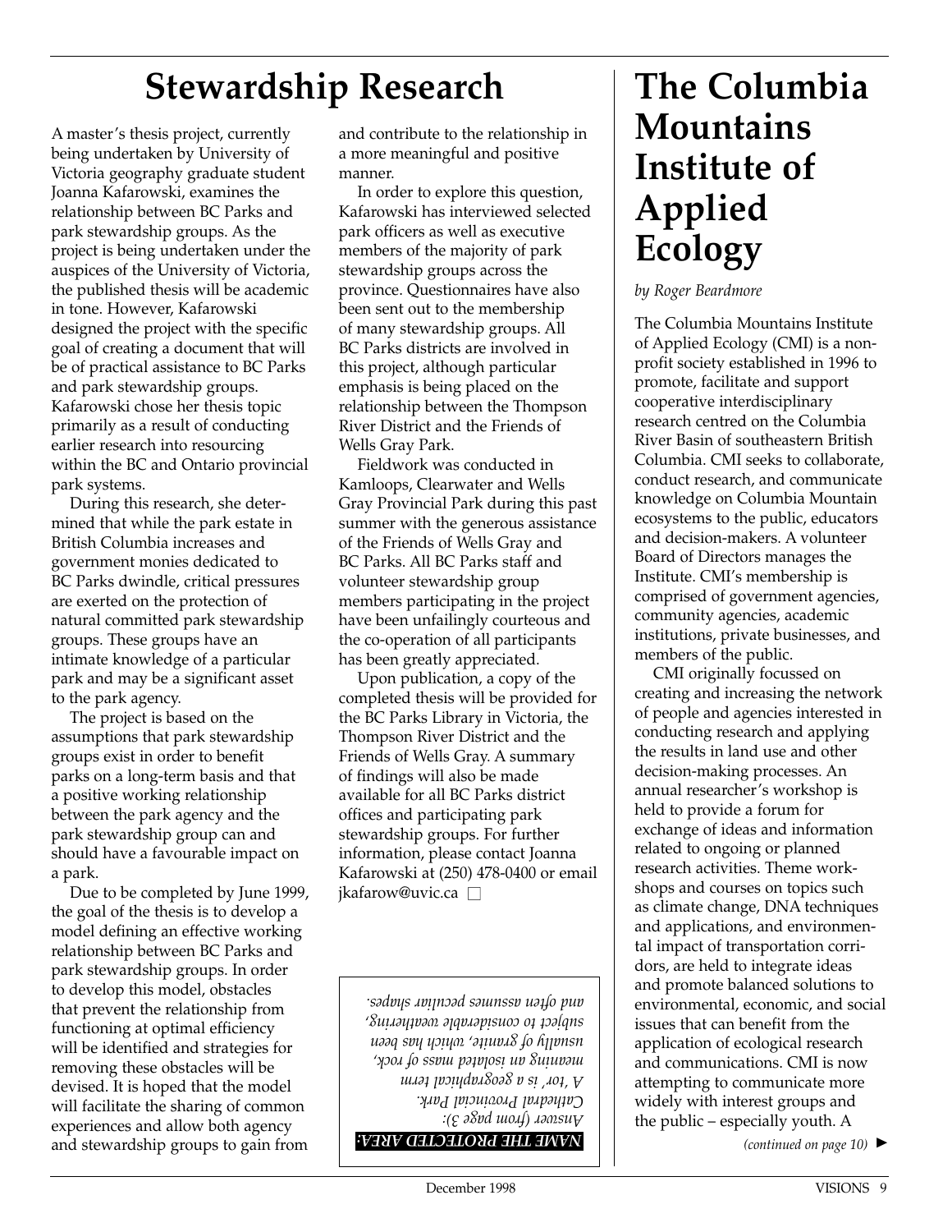# Stewardship Research

A master's thesis project, currently being undertaken by University of Victoria geography graduate student Joanna Kafarowski, examines the relationship between BC Parks and park stewardship groups. As the project is being undertaken under the auspices of the University of Victoria, the published thesis will be academic in tone. However, Kafarowski designed the project with the specific goal of creating a document that will be of practical assistance to BC Parks and park stewardship groups. Kafarowski chose her thesis topic primarily as a result of conducting earlier research into resourcing within the BC and Ontario provincial park systems.

During this research, she determined that while the park estate in British Columbia increases and government monies dedicated to BC Parks dwindle, critical pressures are exerted on the protection of natural committed park stewardship groups. These groups have an intimate knowledge of a particular park and may be a significant asset to the park agency.

The project is based on the assumptions that park stewardship groups exist in order to benefit parks on a long-term basis and that a positive working relationship between the park agency and the park stewardship group can and should have a favourable impact on a park.

Due to be completed by June 1999, the goal of the thesis is to develop a model defining an effective working relationship between BC Parks and park stewardship groups. In order to develop this model, obstacles that prevent the relationship from functioning at optimal efficiency will be identified and strategies for removing these obstacles will be devised. It is hoped that the model will facilitate the sharing of common experiences and allow both agency and stewardship groups to gain from and contribute to the relationship in a more meaningful and positive manner.

In order to explore this question, Kafarowski has interviewed selected park officers as well as executive members of the majority of park stewardship groups across the province. Questionnaires have also been sent out to the membership of many stewardship groups. All BC Parks districts are involved in this project, although particular emphasis is being placed on the relationship between the Thompson River District and the Friends of Wells Gray Park.

Fieldwork was conducted in Kamloops, Clearwater and Wells Gray Provincial Park during this past summer with the generous assistance of the Friends of Wells Gray and BC Parks. All BC Parks staff and volunteer stewardship group members participating in the project have been unfailingly courteous and the co-operation of all participants has been greatly appreciated.

Upon publication, a copy of the completed thesis will be provided for the BC Parks Library in Victoria, the Thompson River District and the Friends of Wells Gray. A summary of findings will also be made available for all BC Parks district offices and participating park stewardship groups. For further information, please contact Joanna Kafarowski at (250) 478-0400 or email jkafarow@uvic.ca □

**NAME THE PROTECTED AREA:**

*Answer (from page 3): Cathedral Provincial Park. A 'tor' is a geographical term meaning an isolated mass of rock, usually of granite, which has been subject to considerable weathering, and often assumes peculiar shapes.*

# The Columbia Mountains Institute of Applied Ecology

*by Roger Beardmore*

The Columbia Mountains Institute of Applied Ecology (CMI) is a non-profit society established in 1996 to promote, facilitate and support cooperative interdisciplinary research centred on the Columbia River Basin of southeastern British Columbia. CMI seeks to collaborate, conduct research, and communicate knowledge on Columbia Mountain ecosystems to the public, educators and decision-makers. A volunteer Board of Directors manages the Institute. CMI's membership is comprised of government agencies, community agencies, academic institutions, private businesses, and members of the public.

CMI originally focussed on creating and increasing the network of people and agencies interested in conducting research and applying the results in land use and other decision-making processes. An annual researcher's workshop is held to provide a forum for exchange of ideas and information related to ongoing or planned research activities. Theme workshops and courses on topics such as climate change, DNA techniques and applications, and environmental impact of transportation corridors, are held to integrate ideas and promote balanced solutions to environmental, economic, and social issues that can benefit from the application of ecological research and communications. CMI is now attempting to communicate more widely with interest groups and the public – especially youth. A

*(continued on page 10)* ►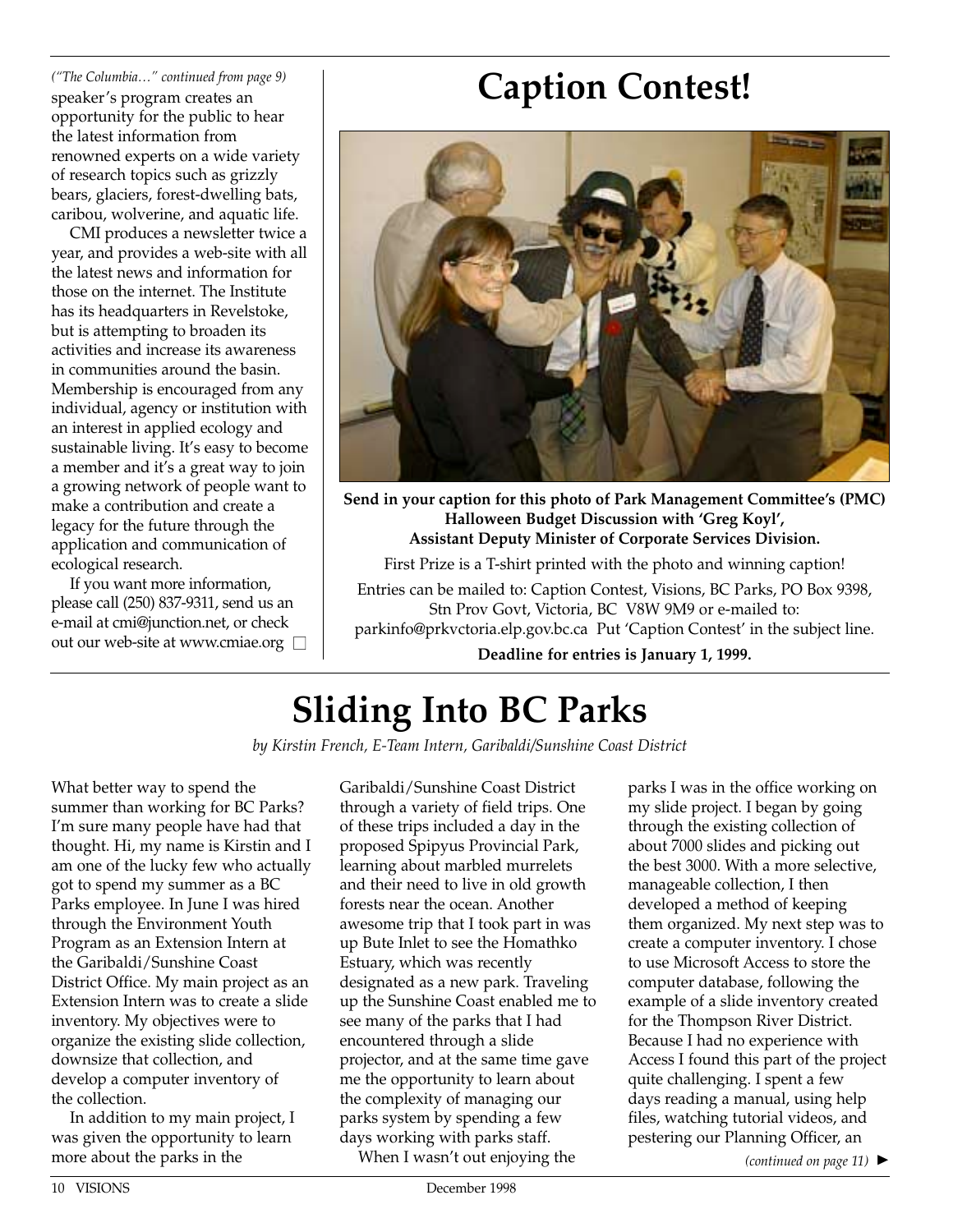*("The Columbia…" continued from page 9)*

speaker's program creates an opportunity for the public to hear the latest information from renowned experts on a wide variety of research topics such as grizzly bears, glaciers, forest-dwelling bats, caribou, wolverine, and aquatic life.

CMI produces a newsletter twice a year, and provides a web-site with all the latest news and information for those on the internet. The Institute has its headquarters in Revelstoke, but is attempting to broaden its activities and increase its awareness in communities around the basin. Membership is encouraged from any individual, agency or institution with an interest in applied ecology and sustainable living. It's easy to become a member and it's a great way to join a growing network of people want to make a contribution and create a legacy for the future through the application and communication of ecological research.

If you want more information, please call (250) 837-9311, send us an e-mail at cmi@junction.net, or check out our web-site at www.cmiae.org □

# Caption Contest!

**Send in your caption for this photo of Park Management Committee's (PMC) Halloween Budget Discussion with 'Greg Koyl', Assistant Deputy Minister of Corporate Services Division.**

First Prize is a T-shirt printed with the photo and winning caption!

Entries can be mailed to: Caption Contest, Visions, BC Parks, PO Box 9398, Stn Prov Govt, Victoria, BC V8W 9M9 or e-mailed to: parkinfo@prkvctoria.elp.gov.bc.ca Put 'Caption Contest' in the subject line.

**Deadline for entries is January 1, 1999.**

# Sliding Into BC Parks

*by Kirstin French, E-Team Intern, Garibaldi/Sunshine Coast District*

What better way to spend the summer than working for BC Parks? I'm sure many people have had that thought. Hi, my name is Kirstin and I am one of the lucky few who actually got to spend my summer as a BC Parks employee. In June I was hired through the Environment Youth Program as an Extension Intern at the Garibaldi/Sunshine Coast District Office. My main project as an Extension Intern was to create a slide inventory. My objectives were to organize the existing slide collection, downsize that collection, and develop a computer inventory of the collection.

In addition to my main project, I was given the opportunity to learn more about the parks in the Garibaldi/Sunshine Coast District through a variety of field trips. One of these trips included a day in the proposed Spipyus Provincial Park, learning about marbled murrelets and their need to live in old growth forests near the ocean. Another awesome trip that I took part in was up Bute Inlet to see the Homathko Estuary, which was recently designated as a new park. Traveling up the Sunshine Coast enabled me to see many of the parks that I had encountered through a slide projector, and at the same time gave me the opportunity to learn about the complexity of managing our parks system by spending a few days working with parks staff.

When I wasn't out enjoying the parks I was in the office working on my slide project. I began by going through the existing collection of about 7000 slides and picking out the best 3000. With a more selective, manageable collection, I then developed a method of keeping them organized. My next step was to create a computer inventory. I chose to use Microsoft Access to store the computer database, following the example of a slide inventory created for the Thompson River District. Because I had no experience with Access I found this part of the project quite challenging. I spent a few days reading a manual, using help files, watching tutorial videos, and pestering our Planning Officer, an

*(continued on page 11)* ►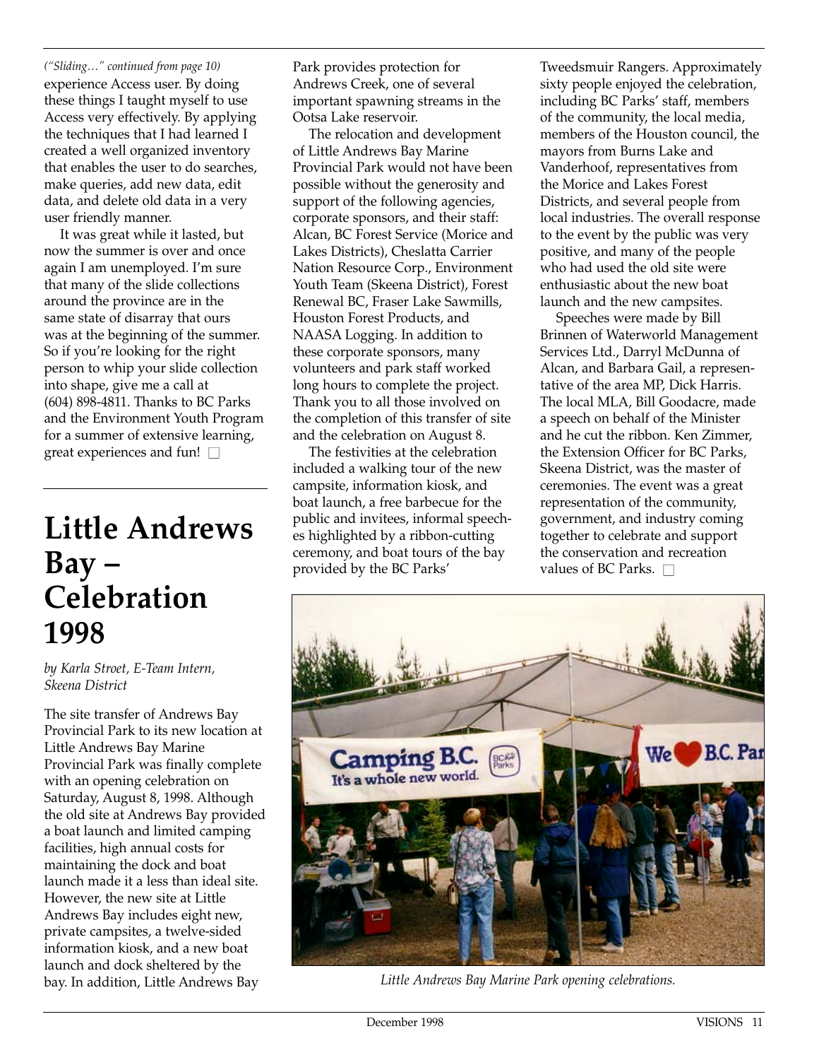*("Sliding…" continued from page 10)*

experience Access user. By doing these things I taught myself to use Access very effectively. By applying the techniques that I had learned I created a well organized inventory that enables the user to do searches, make queries, add new data, edit data, and delete old data in a very user friendly manner.

It was great while it lasted, but now the summer is over and once again I am unemployed. I'm sure that many of the slide collections around the province are in the same state of disarray that ours was at the beginning of the summer. So if you're looking for the right person to whip your slide collection into shape, give me a call at (604) 898-4811. Thanks to BC Parks and the Environment Youth Program for a summer of extensive learning, great experiences and fun! □

# Little Andrews Bay – Celebration 1998

*by Karla Stroet, E-Team Intern, Skeena District*

The site transfer of Andrews Bay Provincial Park to its new location at Little Andrews Bay Marine Provincial Park was finally complete with an opening celebration on Saturday, August 8, 1998. Although the old site at Andrews Bay provided a boat launch and limited camping facilities, high annual costs for maintaining the dock and boat launch made it a less than ideal site. However, the new site at Little Andrews Bay includes eight new, private campsites, a twelve-sided information kiosk, and a new boat launch and dock sheltered by the bay. In addition, Little Andrews Bay Park provides protection for Andrews Creek, one of several important spawning streams in the Ootsa Lake reservoir.

The relocation and development of Little Andrews Bay Marine Provincial Park would not have been possible without the generosity and support of the following agencies, corporate sponsors, and their staff: Alcan, BC Forest Service (Morice and Lakes Districts), Cheslatta Carrier Nation Resource Corp., Environment Youth Team (Skeena District), Forest Renewal BC, Fraser Lake Sawmills, Houston Forest Products, and NAASA Logging. In addition to these corporate sponsors, many volunteers and park staff worked long hours to complete the project. Thank you to all those involved on the completion of this transfer of site and the celebration on August 8.

The festivities at the celebration included a walking tour of the new campsite, information kiosk, and boat launch, a free barbecue for the public and invitees, informal speeches highlighted by a ribbon-cutting ceremony, and boat tours of the bay provided by the BC Parks' Tweedsmuir Rangers. Approximately sixty people enjoyed the celebration, including BC Parks' staff, members of the community, the local media, members of the Houston council, the mayors from Burns Lake and Vanderhoof, representatives from the Morice and Lakes Forest Districts, and several people from local industries. The overall response to the event by the public was very positive, and many of the people who had used the old site were enthusiastic about the new boat launch and the new campsites.

Speeches were made by Bill Brinnen of Waterworld Management Services Ltd., Darryl McDunna of Alcan, and Barbara Gail, a representative of the area MP, Dick Harris. The local MLA, Bill Goodacre, made a speech on behalf of the Minister and he cut the ribbon. Ken Zimmer, the Extension Officer for BC Parks, Skeena District, was the master of ceremonies. The event was a great representation of the community, government, and industry coming together to celebrate and support the conservation and recreation values of BC Parks. □

*Little Andrews Bay Marine Park opening celebrations.*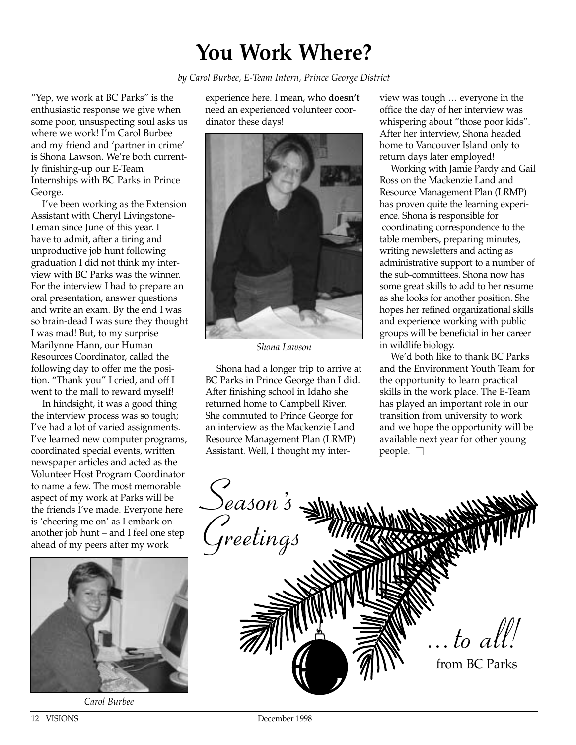# You Work Where?

*by Carol Burbee, E-Team Intern, Prince George District*

"Yep, we work at BC Parks" is the enthusiastic response we give when some poor, unsuspecting soul asks us where we work! I'm Carol Burbee and my friend and 'partner in crime' is Shona Lawson. We're both currently finishing-up our E-Team Internships with BC Parks in Prince George.

I've been working as the Extension Assistant with Cheryl Livingstone-Leman since June of this year. I have to admit, after a tiring and unproductive job hunt following graduation I did not think my interview with BC Parks was the winner. For the interview I had to prepare an oral presentation, answer questions and write an exam. By the end I was so brain-dead I was sure they thought I was mad! But, to my surprise Marilynne Hann, our Human Resources Coordinator, called the following day to offer me the position. "Thank you" I cried, and off I went to the mall to reward myself!

In hindsight, it was a good thing the interview process was so tough; I've had a lot of varied assignments. I've learned new computer programs, coordinated special events, written newspaper articles and acted as the Volunteer Host Program Coordinator to name a few. The most memorable aspect of my work at Parks will be the friends I've made. Everyone here is 'cheering me on' as I embark on another job hunt – and I feel one step ahead of my peers after my work experience here. I mean, who **doesn't** need an experienced volunteer coordinator these days!

*Carol Burbee*

*Shona Lawson*

Shona had a longer trip to arrive at BC Parks in Prince George than I did. After finishing school in Idaho she returned home to Campbell River. She commuted to Prince George for an interview as the Mackenzie Land Resource Management Plan (LRMP) Assistant. Well, I thought my interview was tough … everyone in the office the day of her interview was whispering about "those poor kids". After her interview, Shona headed home to Vancouver Island only to return days later employed!

Working with Jamie Pardy and Gail Ross on the Mackenzie Land and Resource Management Plan (LRMP) has proven quite the learning experience. Shona is responsible for coordinating correspondence to the table members, preparing minutes, writing newsletters and acting as administrative support to a number of the sub-committees. Shona now has some great skills to add to her resume as she looks for another position. She hopes her refined organizational skills and experience working with public groups will be beneficial in her career in wildlife biology.

We'd both like to thank BC Parks and the Environment Youth Team for the opportunity to learn practical skills in the work place. The E-Team has played an important role in our transition from university to work and we hope the opportunity will be available next year for other young people. □

*Season's Greetings*

*… to all!*

from BC Parks